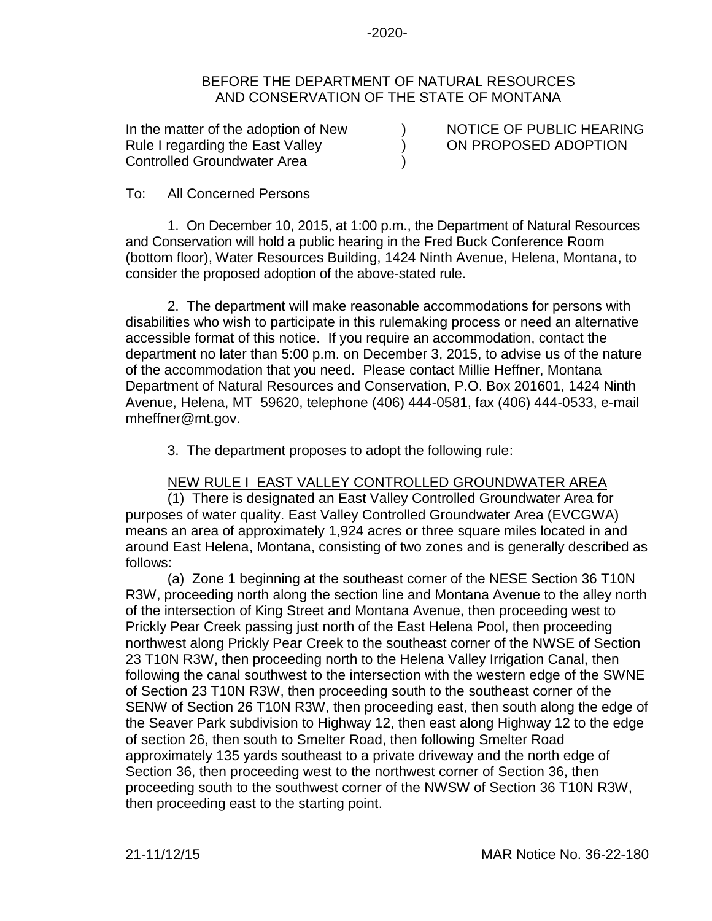BEFORE THE DEPARTMENT OF NATURAL RESOURCES
AND CONSERVATION OF THE STATE OF MONTANA

| In the matter of the adoption of New Rule I regarding the East Valley Controlled Groundwater Area | ) ) ) | NOTICE OF PUBLIC HEARING ON PROPOSED ADOPTION |
|---|---|---|

To: All Concerned Persons

1. On December 10, 2015, at 1:00 p.m., the Department of Natural Resources and Conservation will hold a public hearing in the Fred Buck Conference Room (bottom floor), Water Resources Building, 1424 Ninth Avenue, Helena, Montana, to consider the proposed adoption of the above-stated rule.

2. The department will make reasonable accommodations for persons with disabilities who wish to participate in this rulemaking process or need an alternative accessible format of this notice. If you require an accommodation, contact the department no later than 5:00 p.m. on December 3, 2015, to advise us of the nature of the accommodation that you need. Please contact Millie Heffner, Montana Department of Natural Resources and Conservation, P.O. Box 201601, 1424 Ninth Avenue, Helena, MT 59620, telephone (406) 444-0581, fax (406) 444-0533, e-mail mheffner@mt.gov.

3. The department proposes to adopt the following rule:

NEW RULE I EAST VALLEY CONTROLLED GROUNDWATER AREA

(1) There is designated an East Valley Controlled Groundwater Area for purposes of water quality. East Valley Controlled Groundwater Area (EVCGWA) means an area of approximately 1,924 acres or three square miles located in and around East Helena, Montana, consisting of two zones and is generally described as follows:

(a) Zone 1 beginning at the southeast corner of the NESE Section 36 T10N R3W, proceeding north along the section line and Montana Avenue to the alley north of the intersection of King Street and Montana Avenue, then proceeding west to Prickly Pear Creek passing just north of the East Helena Pool, then proceeding northwest along Prickly Pear Creek to the southeast corner of the NWSE of Section 23 T10N R3W, then proceeding north to the Helena Valley Irrigation Canal, then following the canal southwest to the intersection with the western edge of the SWNE of Section 23 T10N R3W, then proceeding south to the southeast corner of the SENW of Section 26 T10N R3W, then proceeding east, then south along the edge of the Seaver Park subdivision to Highway 12, then east along Highway 12 to the edge of section 26, then south to Smelter Road, then following Smelter Road approximately 135 yards southeast to a private driveway and the north edge of Section 36, then proceeding west to the northwest corner of Section 36, then proceeding south to the southwest corner of the NWSW of Section 36 T10N R3W, then proceeding east to the starting point.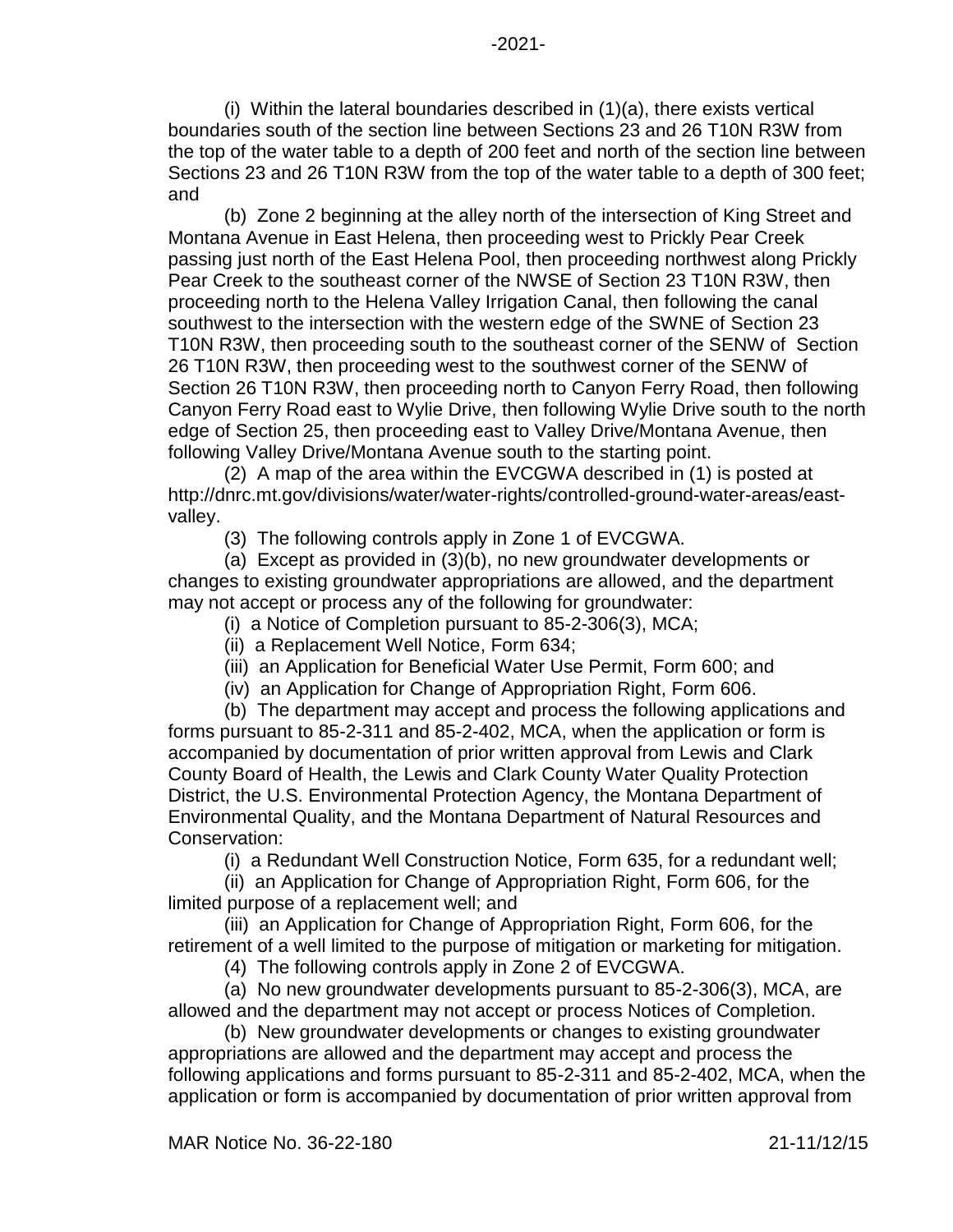(i) Within the lateral boundaries described in (1)(a), there exists vertical boundaries south of the section line between Sections 23 and 26 T10N R3W from the top of the water table to a depth of 200 feet and north of the section line between Sections 23 and 26 T10N R3W from the top of the water table to a depth of 300 feet; and

(b) Zone 2 beginning at the alley north of the intersection of King Street and Montana Avenue in East Helena, then proceeding west to Prickly Pear Creek passing just north of the East Helena Pool, then proceeding northwest along Prickly Pear Creek to the southeast corner of the NWSE of Section 23 T10N R3W, then proceeding north to the Helena Valley Irrigation Canal, then following the canal southwest to the intersection with the western edge of the SWNE of Section 23 T10N R3W, then proceeding south to the southeast corner of the SENW of Section 26 T10N R3W, then proceeding west to the southwest corner of the SENW of Section 26 T10N R3W, then proceeding north to Canyon Ferry Road, then following Canyon Ferry Road east to Wylie Drive, then following Wylie Drive south to the north edge of Section 25, then proceeding east to Valley Drive/Montana Avenue, then following Valley Drive/Montana Avenue south to the starting point.

(2) A map of the area within the EVCGWA described in (1) is posted at http://dnrc.mt.gov/divisions/water/water-rights/controlled-ground-water-areas/east-valley.

(3) The following controls apply in Zone 1 of EVCGWA.

(a) Except as provided in (3)(b), no new groundwater developments or changes to existing groundwater appropriations are allowed, and the department may not accept or process any of the following for groundwater:

(i) a Notice of Completion pursuant to 85-2-306(3), MCA;

(ii) a Replacement Well Notice, Form 634;

(iii) an Application for Beneficial Water Use Permit, Form 600; and

(iv) an Application for Change of Appropriation Right, Form 606.

(b) The department may accept and process the following applications and forms pursuant to 85-2-311 and 85-2-402, MCA, when the application or form is accompanied by documentation of prior written approval from Lewis and Clark County Board of Health, the Lewis and Clark County Water Quality Protection District, the U.S. Environmental Protection Agency, the Montana Department of Environmental Quality, and the Montana Department of Natural Resources and Conservation:

(i) a Redundant Well Construction Notice, Form 635, for a redundant well;

(ii) an Application for Change of Appropriation Right, Form 606, for the limited purpose of a replacement well; and

(iii) an Application for Change of Appropriation Right, Form 606, for the retirement of a well limited to the purpose of mitigation or marketing for mitigation.

(4) The following controls apply in Zone 2 of EVCGWA.

(a) No new groundwater developments pursuant to 85-2-306(3), MCA, are allowed and the department may not accept or process Notices of Completion.

(b) New groundwater developments or changes to existing groundwater appropriations are allowed and the department may accept and process the following applications and forms pursuant to 85-2-311 and 85-2-402, MCA, when the application or form is accompanied by documentation of prior written approval from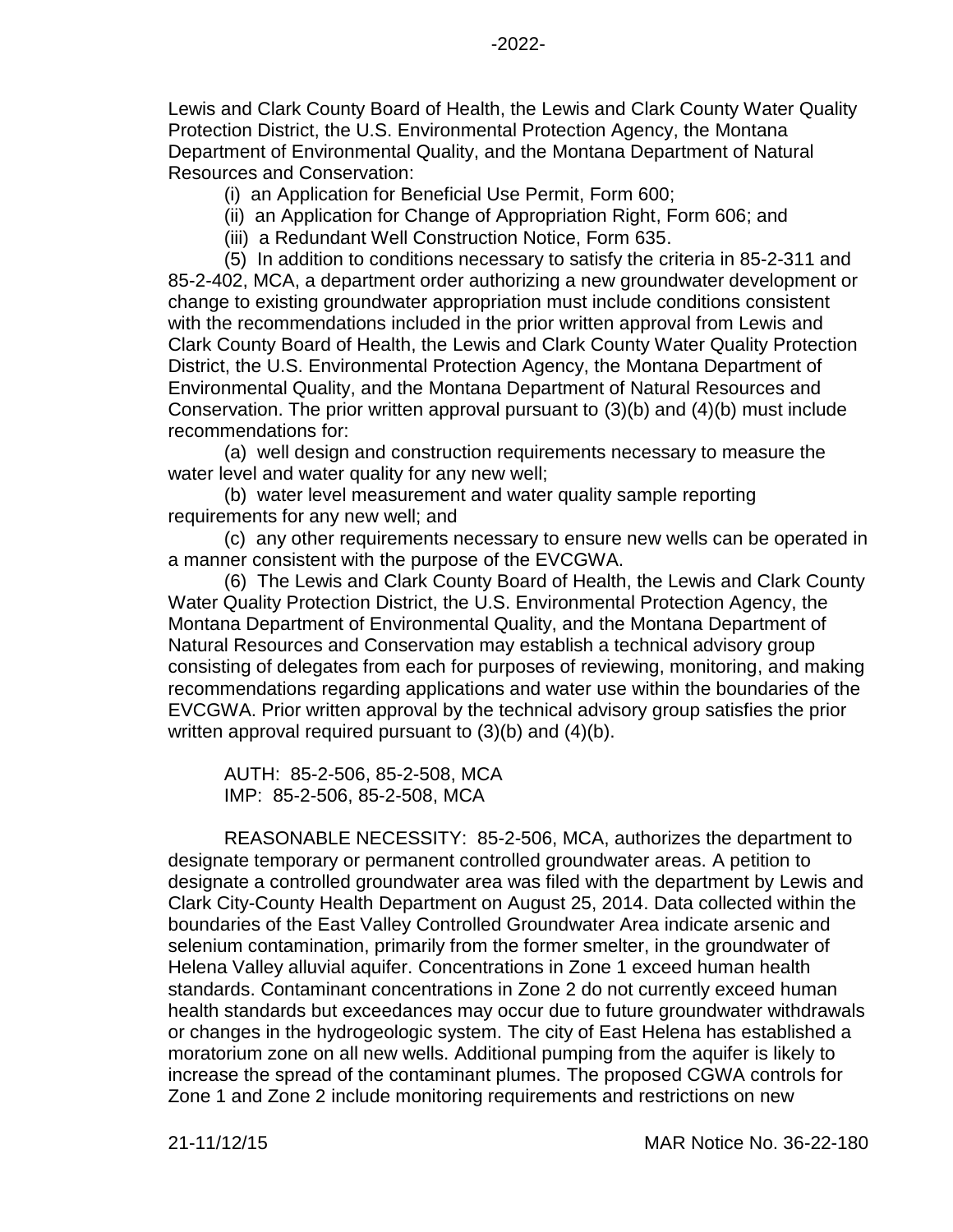Lewis and Clark County Board of Health, the Lewis and Clark County Water Quality Protection District, the U.S. Environmental Protection Agency, the Montana Department of Environmental Quality, and the Montana Department of Natural Resources and Conservation:

(i) an Application for Beneficial Use Permit, Form 600;

(ii) an Application for Change of Appropriation Right, Form 606; and

(iii) a Redundant Well Construction Notice, Form 635.

(5) In addition to conditions necessary to satisfy the criteria in 85-2-311 and 85-2-402, MCA, a department order authorizing a new groundwater development or change to existing groundwater appropriation must include conditions consistent with the recommendations included in the prior written approval from Lewis and Clark County Board of Health, the Lewis and Clark County Water Quality Protection District, the U.S. Environmental Protection Agency, the Montana Department of Environmental Quality, and the Montana Department of Natural Resources and Conservation. The prior written approval pursuant to (3)(b) and (4)(b) must include recommendations for:

(a) well design and construction requirements necessary to measure the water level and water quality for any new well;

(b) water level measurement and water quality sample reporting requirements for any new well; and

(c) any other requirements necessary to ensure new wells can be operated in a manner consistent with the purpose of the EVCGWA.

(6) The Lewis and Clark County Board of Health, the Lewis and Clark County Water Quality Protection District, the U.S. Environmental Protection Agency, the Montana Department of Environmental Quality, and the Montana Department of Natural Resources and Conservation may establish a technical advisory group consisting of delegates from each for purposes of reviewing, monitoring, and making recommendations regarding applications and water use within the boundaries of the EVCGWA. Prior written approval by the technical advisory group satisfies the prior written approval required pursuant to (3)(b) and (4)(b).

AUTH: 85-2-506, 85-2-508, MCA
IMP: 85-2-506, 85-2-508, MCA

REASONABLE NECESSITY: 85-2-506, MCA, authorizes the department to designate temporary or permanent controlled groundwater areas. A petition to designate a controlled groundwater area was filed with the department by Lewis and Clark City-County Health Department on August 25, 2014. Data collected within the boundaries of the East Valley Controlled Groundwater Area indicate arsenic and selenium contamination, primarily from the former smelter, in the groundwater of Helena Valley alluvial aquifer. Concentrations in Zone 1 exceed human health standards. Contaminant concentrations in Zone 2 do not currently exceed human health standards but exceedances may occur due to future groundwater withdrawals or changes in the hydrogeologic system. The city of East Helena has established a moratorium zone on all new wells. Additional pumping from the aquifer is likely to increase the spread of the contaminant plumes. The proposed CGWA controls for Zone 1 and Zone 2 include monitoring requirements and restrictions on new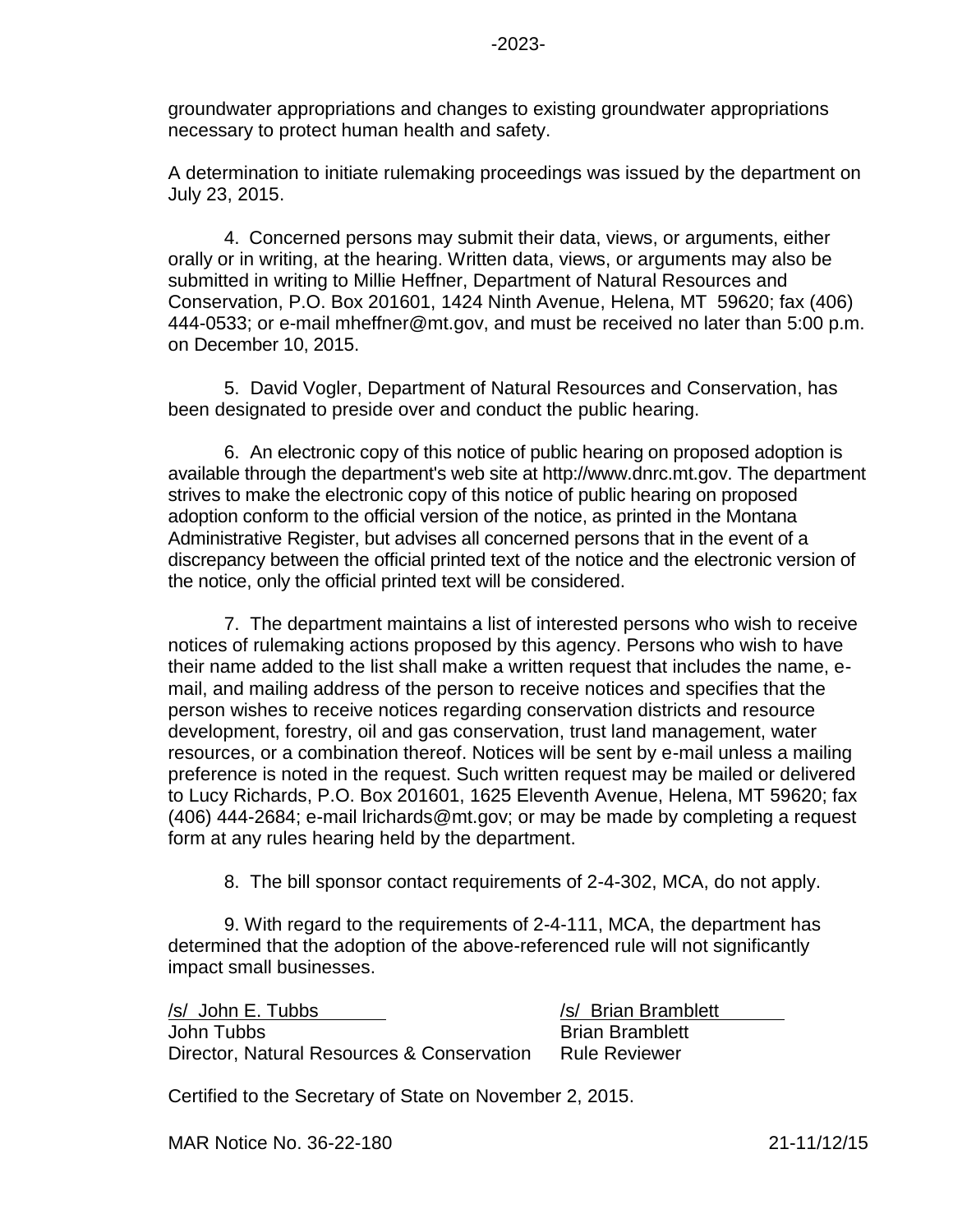groundwater appropriations and changes to existing groundwater appropriations necessary to protect human health and safety.

A determination to initiate rulemaking proceedings was issued by the department on July 23, 2015.

4. Concerned persons may submit their data, views, or arguments, either orally or in writing, at the hearing. Written data, views, or arguments may also be submitted in writing to Millie Heffner, Department of Natural Resources and Conservation, P.O. Box 201601, 1424 Ninth Avenue, Helena, MT 59620; fax (406) 444-0533; or e-mail mheffner@mt.gov, and must be received no later than 5:00 p.m. on December 10, 2015.

5. David Vogler, Department of Natural Resources and Conservation, has been designated to preside over and conduct the public hearing.

6. An electronic copy of this notice of public hearing on proposed adoption is available through the department's web site at http://www.dnrc.mt.gov. The department strives to make the electronic copy of this notice of public hearing on proposed adoption conform to the official version of the notice, as printed in the Montana Administrative Register, but advises all concerned persons that in the event of a discrepancy between the official printed text of the notice and the electronic version of the notice, only the official printed text will be considered.

7. The department maintains a list of interested persons who wish to receive notices of rulemaking actions proposed by this agency. Persons who wish to have their name added to the list shall make a written request that includes the name, e-mail, and mailing address of the person to receive notices and specifies that the person wishes to receive notices regarding conservation districts and resource development, forestry, oil and gas conservation, trust land management, water resources, or a combination thereof. Notices will be sent by e-mail unless a mailing preference is noted in the request. Such written request may be mailed or delivered to Lucy Richards, P.O. Box 201601, 1625 Eleventh Avenue, Helena, MT 59620; fax (406) 444-2684; e-mail lrichards@mt.gov; or may be made by completing a request form at any rules hearing held by the department.

8. The bill sponsor contact requirements of 2-4-302, MCA, do not apply.

9. With regard to the requirements of 2-4-111, MCA, the department has determined that the adoption of the above-referenced rule will not significantly impact small businesses.

| | |
|---|---|
| /s/ John E. Tubbs | /s/ Brian Bramblett |
| John Tubbs | Brian Bramblett |
| Director, Natural Resources & Conservation | Rule Reviewer |

Certified to the Secretary of State on November 2, 2015.